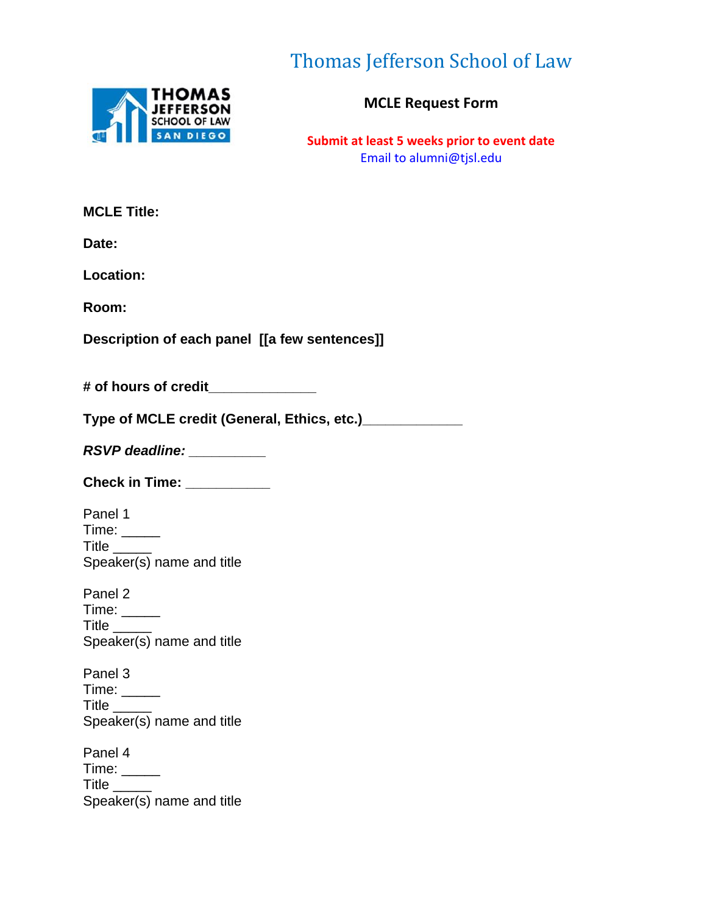# Thomas Jefferson School of Law

THOMAS JEFFERSON SCHOOL OF LAW SAN DIEGO

## MCLE Request Form

**Submit at least 5 weeks prior to event date**

Email to alumni@tjsl.edu

**MCLE Title:**

**Date:**

**Location:**

**Room:**

**Description of each panel [[a few sentences]]**

**# of hours of credit______________**

**Type of MCLE credit (General, Ethics, etc.)____________**

***RSVP deadline:*** __________

**Check in Time:** ___________

Panel 1
Time: _____
Title _____
Speaker(s) name and title

Panel 2
Time: _____
Title _____
Speaker(s) name and title

Panel 3
Time: _____
Title _____
Speaker(s) name and title

Panel 4
Time: _____
Title _____
Speaker(s) name and title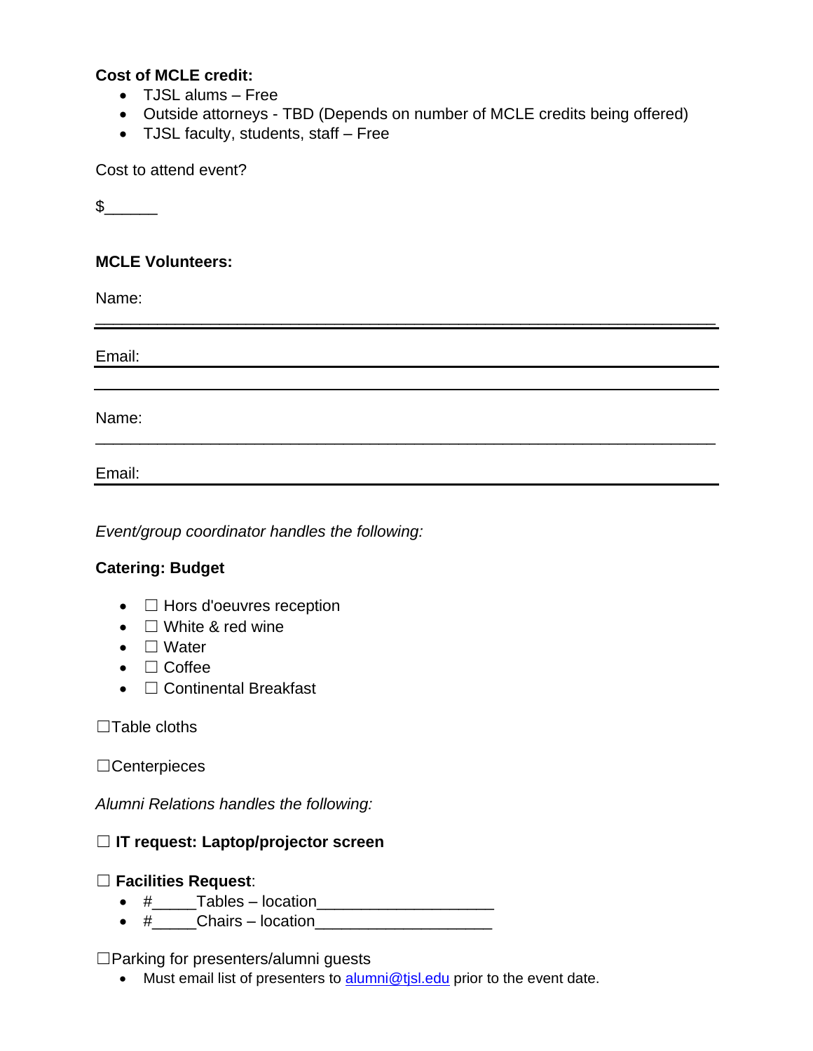**Cost of MCLE credit:**

- TJSL alums – Free
- Outside attorneys - TBD (Depends on number of MCLE credits being offered)
- TJSL faculty, students, staff – Free

Cost to attend event?

$______

**MCLE Volunteers:**

Name: ___________________________________________________________________

Email: ___________________________________________________________________

Name: ___________________________________________________________________

Email: ___________________________________________________________________

*Event/group coordinator handles the following:*

**Catering: Budget**

- ☐ Hors d'oeuvres reception
- ☐ White & red wine
- ☐ Water
- ☐ Coffee
- ☐ Continental Breakfast

☐Table cloths

☐Centerpieces

*Alumni Relations handles the following:*

☐ **IT request: Laptop/projector screen**

☐ **Facilities Request**:

- #_____Tables – location___________________
- #_____Chairs – location___________________

☐Parking for presenters/alumni guests

- Must email list of presenters to alumni@tjsl.edu prior to the event date.